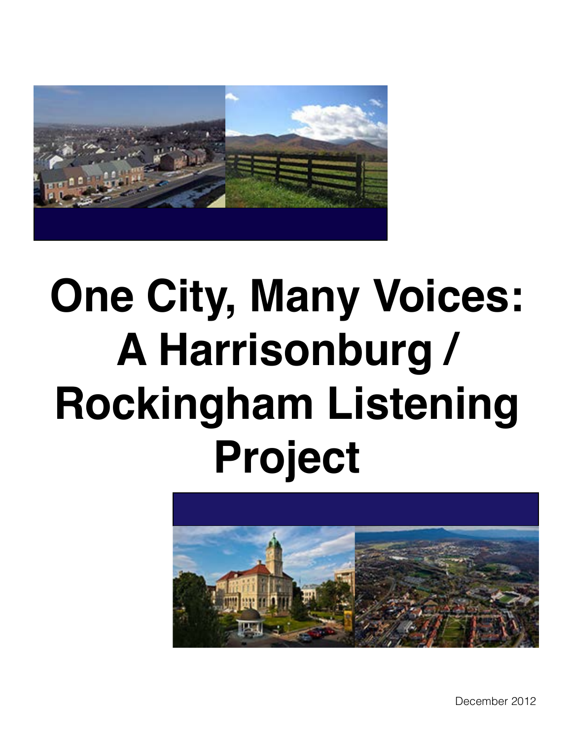# One City, Many Voices: A Harrisonburg / Rockingham Listening Project

December 2012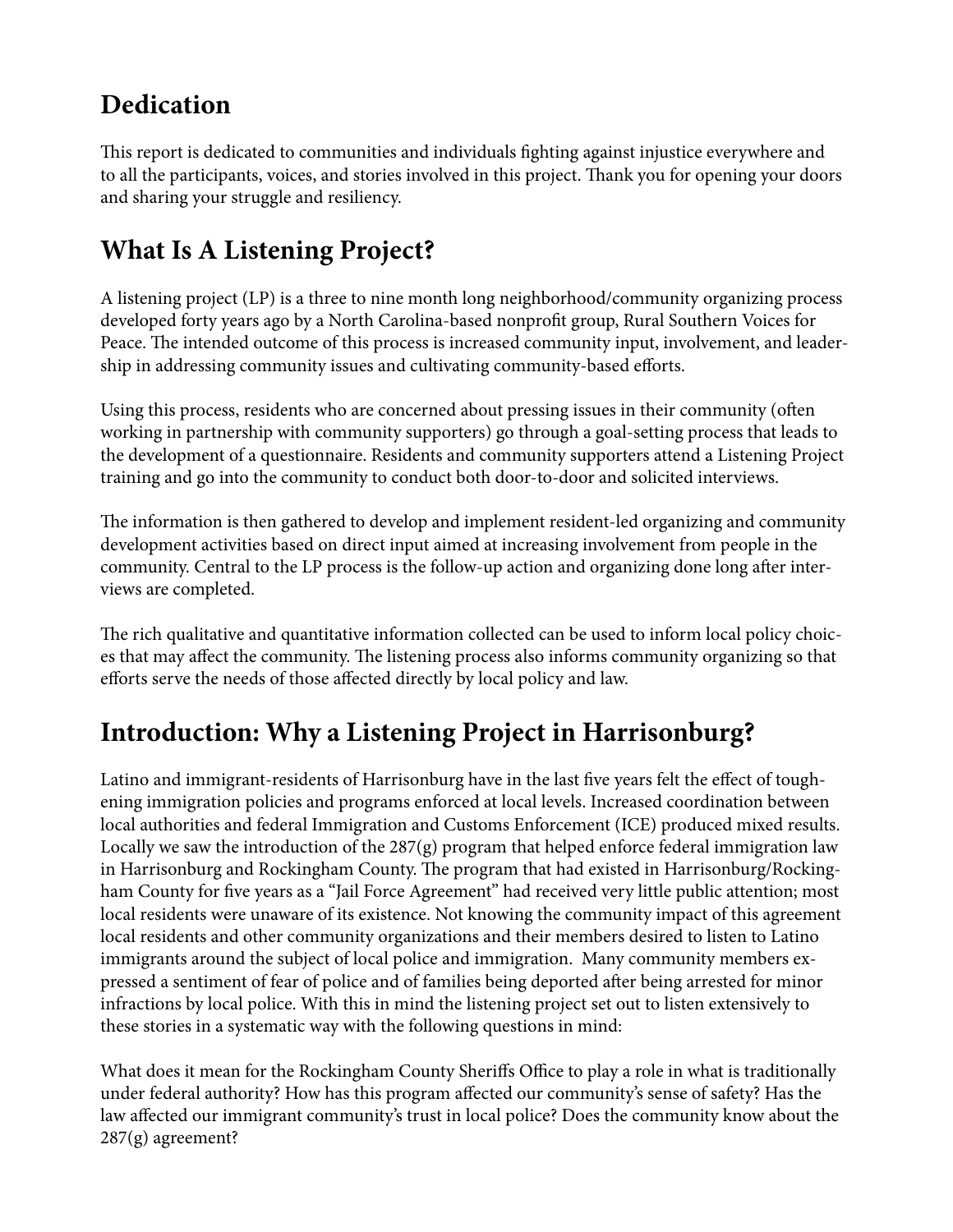## Dedication

This report is dedicated to communities and individuals fighting against injustice everywhere and to all the participants, voices, and stories involved in this project. Thank you for opening your doors and sharing your struggle and resiliency.

## What Is A Listening Project?

A listening project (LP) is a three to nine month long neighborhood/community organizing process developed forty years ago by a North Carolina-based nonprofit group, Rural Southern Voices for Peace. The intended outcome of this process is increased community input, involvement, and leadership in addressing community issues and cultivating community-based efforts.

Using this process, residents who are concerned about pressing issues in their community (often working in partnership with community supporters) go through a goal-setting process that leads to the development of a questionnaire. Residents and community supporters attend a Listening Project training and go into the community to conduct both door-to-door and solicited interviews.

The information is then gathered to develop and implement resident-led organizing and community development activities based on direct input aimed at increasing involvement from people in the community. Central to the LP process is the follow-up action and organizing done long after interviews are completed.

The rich qualitative and quantitative information collected can be used to inform local policy choices that may affect the community. The listening process also informs community organizing so that efforts serve the needs of those affected directly by local policy and law.

## Introduction: Why a Listening Project in Harrisonburg?

Latino and immigrant-residents of Harrisonburg have in the last five years felt the effect of toughening immigration policies and programs enforced at local levels. Increased coordination between local authorities and federal Immigration and Customs Enforcement (ICE) produced mixed results. Locally we saw the introduction of the 287(g) program that helped enforce federal immigration law in Harrisonburg and Rockingham County. The program that had existed in Harrisonburg/Rockingham County for five years as a "Jail Force Agreement" had received very little public attention; most local residents were unaware of its existence. Not knowing the community impact of this agreement local residents and other community organizations and their members desired to listen to Latino immigrants around the subject of local police and immigration. Many community members expressed a sentiment of fear of police and of families being deported after being arrested for minor infractions by local police. With this in mind the listening project set out to listen extensively to these stories in a systematic way with the following questions in mind:

What does it mean for the Rockingham County Sheriffs Office to play a role in what is traditionally under federal authority? How has this program affected our community's sense of safety? Has the law affected our immigrant community's trust in local police? Does the community know about the 287(g) agreement?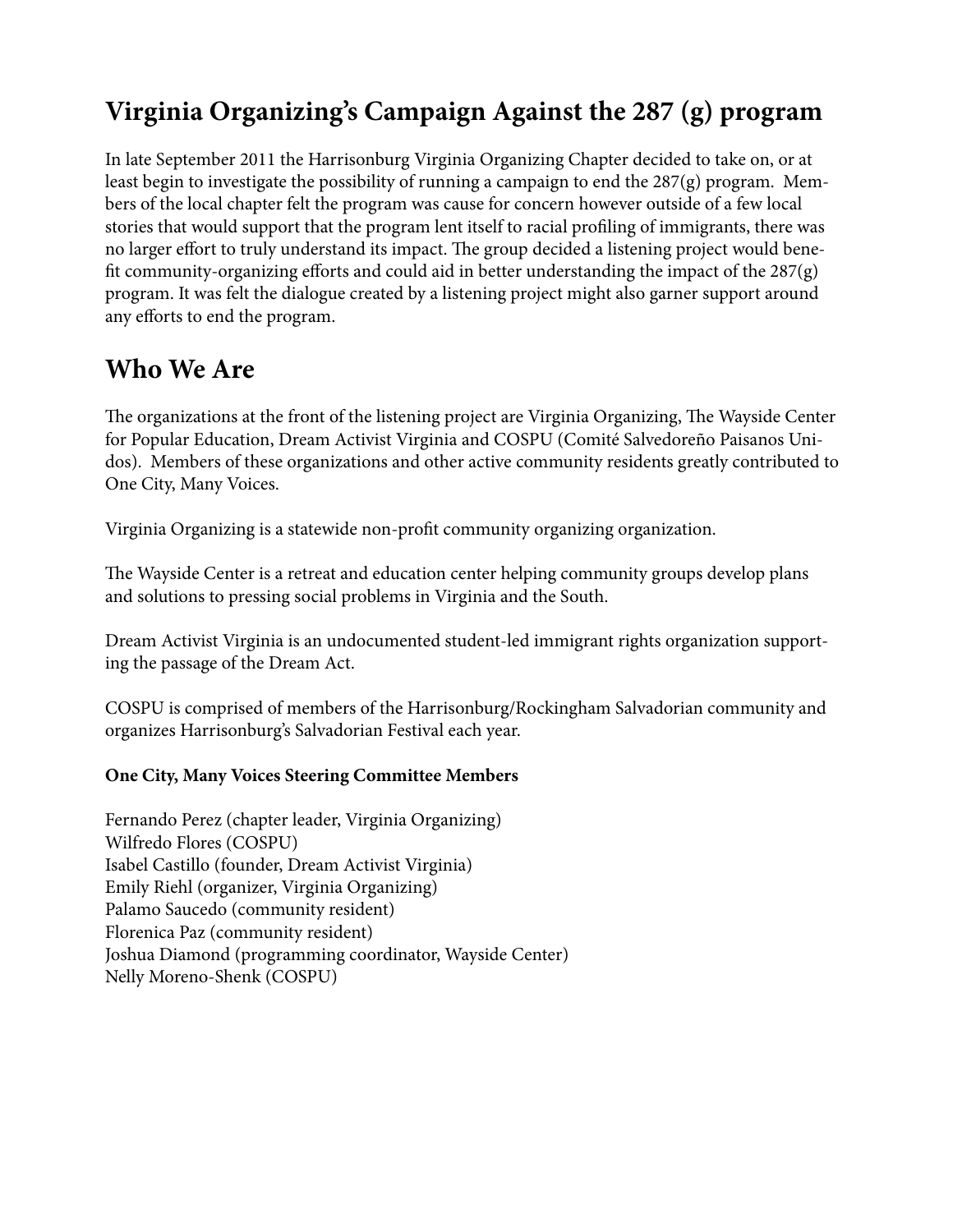## Virginia Organizing's Campaign Against the 287 (g) program

In late September 2011 the Harrisonburg Virginia Organizing Chapter decided to take on, or at least begin to investigate the possibility of running a campaign to end the 287(g) program. Members of the local chapter felt the program was cause for concern however outside of a few local stories that would support that the program lent itself to racial profiling of immigrants, there was no larger effort to truly understand its impact. The group decided a listening project would benefit community-organizing efforts and could aid in better understanding the impact of the 287(g) program. It was felt the dialogue created by a listening project might also garner support around any efforts to end the program.

## Who We Are

The organizations at the front of the listening project are Virginia Organizing, The Wayside Center for Popular Education, Dream Activist Virginia and COSPU (Comité Salvedoreño Paisanos Unidos). Members of these organizations and other active community residents greatly contributed to One City, Many Voices.

Virginia Organizing is a statewide non-profit community organizing organization.

The Wayside Center is a retreat and education center helping community groups develop plans and solutions to pressing social problems in Virginia and the South.

Dream Activist Virginia is an undocumented student-led immigrant rights organization supporting the passage of the Dream Act.

COSPU is comprised of members of the Harrisonburg/Rockingham Salvadorian community and organizes Harrisonburg's Salvadorian Festival each year.

**One City, Many Voices Steering Committee Members**

Fernando Perez (chapter leader, Virginia Organizing)
Wilfredo Flores (COSPU)
Isabel Castillo (founder, Dream Activist Virginia)
Emily Riehl (organizer, Virginia Organizing)
Palamo Saucedo (community resident)
Florenica Paz (community resident)
Joshua Diamond (programming coordinator, Wayside Center)
Nelly Moreno-Shenk (COSPU)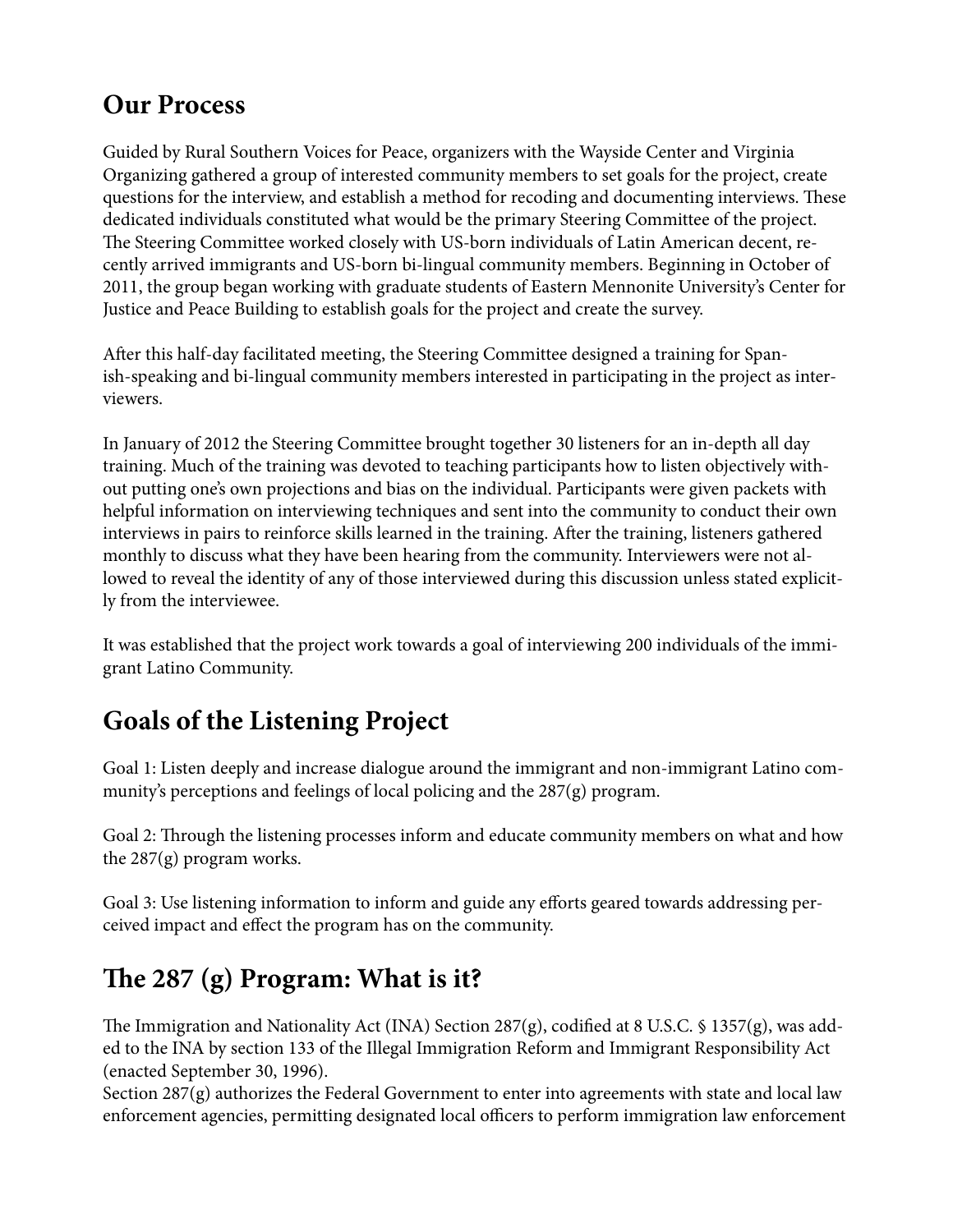## Our Process

Guided by Rural Southern Voices for Peace, organizers with the Wayside Center and Virginia Organizing gathered a group of interested community members to set goals for the project, create questions for the interview, and establish a method for recoding and documenting interviews. These dedicated individuals constituted what would be the primary Steering Committee of the project. The Steering Committee worked closely with US-born individuals of Latin American decent, recently arrived immigrants and US-born bi-lingual community members. Beginning in October of 2011, the group began working with graduate students of Eastern Mennonite University's Center for Justice and Peace Building to establish goals for the project and create the survey.

After this half-day facilitated meeting, the Steering Committee designed a training for Spanish-speaking and bi-lingual community members interested in participating in the project as interviewers.

In January of 2012 the Steering Committee brought together 30 listeners for an in-depth all day training. Much of the training was devoted to teaching participants how to listen objectively without putting one's own projections and bias on the individual. Participants were given packets with helpful information on interviewing techniques and sent into the community to conduct their own interviews in pairs to reinforce skills learned in the training. After the training, listeners gathered monthly to discuss what they have been hearing from the community. Interviewers were not allowed to reveal the identity of any of those interviewed during this discussion unless stated explicitly from the interviewee.

It was established that the project work towards a goal of interviewing 200 individuals of the immigrant Latino Community.

## Goals of the Listening Project

Goal 1: Listen deeply and increase dialogue around the immigrant and non-immigrant Latino community's perceptions and feelings of local policing and the 287(g) program.

Goal 2: Through the listening processes inform and educate community members on what and how the 287(g) program works.

Goal 3: Use listening information to inform and guide any efforts geared towards addressing perceived impact and effect the program has on the community.

## The 287 (g) Program: What is it?

The Immigration and Nationality Act (INA) Section 287(g), codified at 8 U.S.C. § 1357(g), was added to the INA by section 133 of the Illegal Immigration Reform and Immigrant Responsibility Act (enacted September 30, 1996).

Section 287(g) authorizes the Federal Government to enter into agreements with state and local law enforcement agencies, permitting designated local officers to perform immigration law enforcement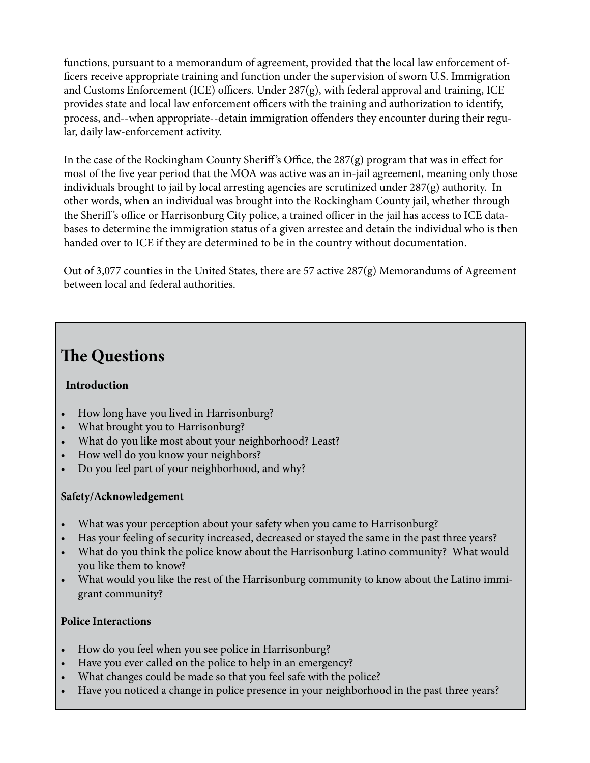functions, pursuant to a memorandum of agreement, provided that the local law enforcement officers receive appropriate training and function under the supervision of sworn U.S. Immigration and Customs Enforcement (ICE) officers. Under 287(g), with federal approval and training, ICE provides state and local law enforcement officers with the training and authorization to identify, process, and--when appropriate--detain immigration offenders they encounter during their regular, daily law-enforcement activity.

In the case of the Rockingham County Sheriff's Office, the 287(g) program that was in effect for most of the five year period that the MOA was active was an in-jail agreement, meaning only those individuals brought to jail by local arresting agencies are scrutinized under 287(g) authority. In other words, when an individual was brought into the Rockingham County jail, whether through the Sheriff's office or Harrisonburg City police, a trained officer in the jail has access to ICE databases to determine the immigration status of a given arrestee and detain the individual who is then handed over to ICE if they are determined to be in the country without documentation.

Out of 3,077 counties in the United States, there are 57 active 287(g) Memorandums of Agreement between local and federal authorities.

## The Questions

**Introduction**

- How long have you lived in Harrisonburg?
- What brought you to Harrisonburg?
- What do you like most about your neighborhood? Least?
- How well do you know your neighbors?
- Do you feel part of your neighborhood, and why?

**Safety/Acknowledgement**

- What was your perception about your safety when you came to Harrisonburg?
- Has your feeling of security increased, decreased or stayed the same in the past three years?
- What do you think the police know about the Harrisonburg Latino community? What would you like them to know?
- What would you like the rest of the Harrisonburg community to know about the Latino immigrant community?

**Police Interactions**

- How do you feel when you see police in Harrisonburg?
- Have you ever called on the police to help in an emergency?
- What changes could be made so that you feel safe with the police?
- Have you noticed a change in police presence in your neighborhood in the past three years?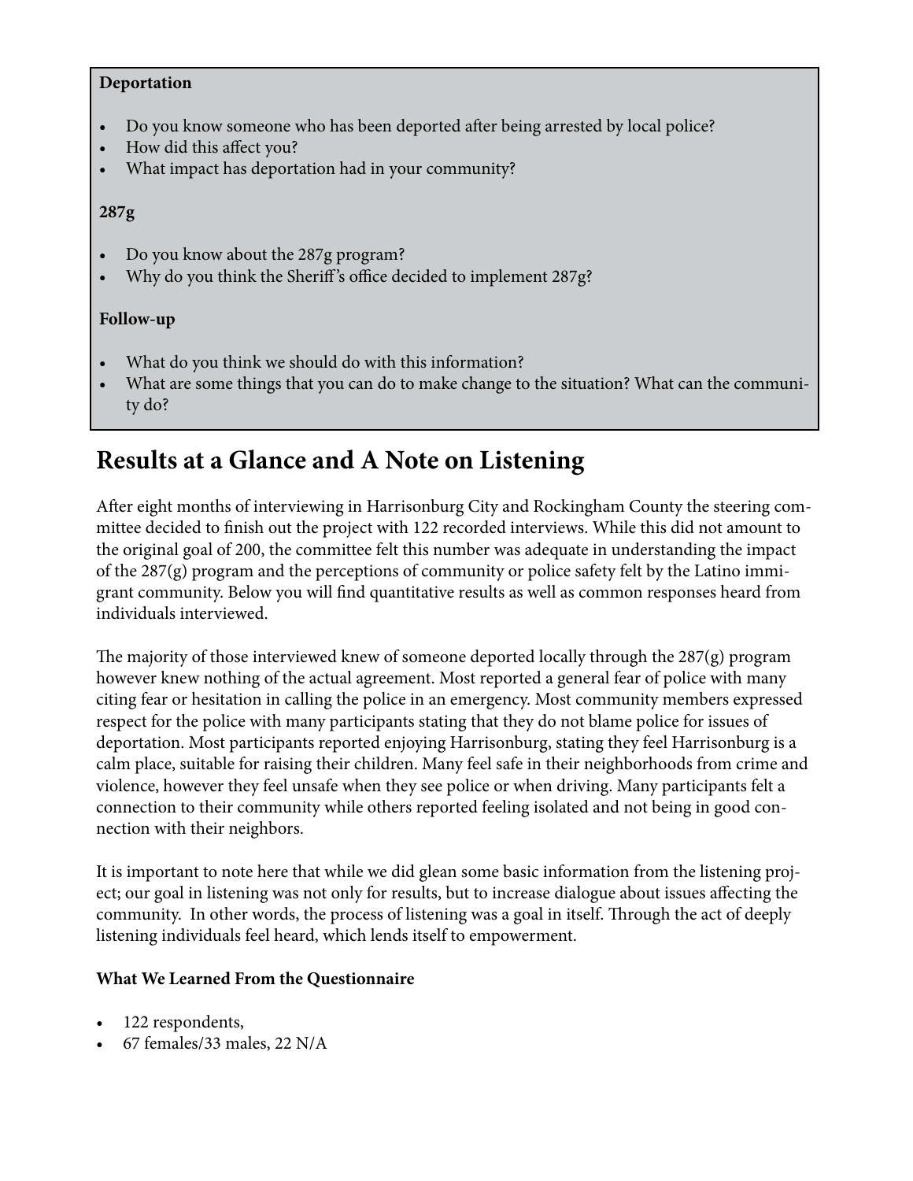**Deportation**

- Do you know someone who has been deported after being arrested by local police?
- How did this affect you?
- What impact has deportation had in your community?

**287g**

- Do you know about the 287g program?
- Why do you think the Sheriff's office decided to implement 287g?

**Follow-up**

- What do you think we should do with this information?
- What are some things that you can do to make change to the situation? What can the community do?

## Results at a Glance and A Note on Listening

After eight months of interviewing in Harrisonburg City and Rockingham County the steering committee decided to finish out the project with 122 recorded interviews. While this did not amount to the original goal of 200, the committee felt this number was adequate in understanding the impact of the 287(g) program and the perceptions of community or police safety felt by the Latino immigrant community. Below you will find quantitative results as well as common responses heard from individuals interviewed.

The majority of those interviewed knew of someone deported locally through the 287(g) program however knew nothing of the actual agreement. Most reported a general fear of police with many citing fear or hesitation in calling the police in an emergency. Most community members expressed respect for the police with many participants stating that they do not blame police for issues of deportation. Most participants reported enjoying Harrisonburg, stating they feel Harrisonburg is a calm place, suitable for raising their children. Many feel safe in their neighborhoods from crime and violence, however they feel unsafe when they see police or when driving. Many participants felt a connection to their community while others reported feeling isolated and not being in good connection with their neighbors.

It is important to note here that while we did glean some basic information from the listening project; our goal in listening was not only for results, but to increase dialogue about issues affecting the community. In other words, the process of listening was a goal in itself. Through the act of deeply listening individuals feel heard, which lends itself to empowerment.

**What We Learned From the Questionnaire**

- 122 respondents,
- 67 females/33 males, 22 N/A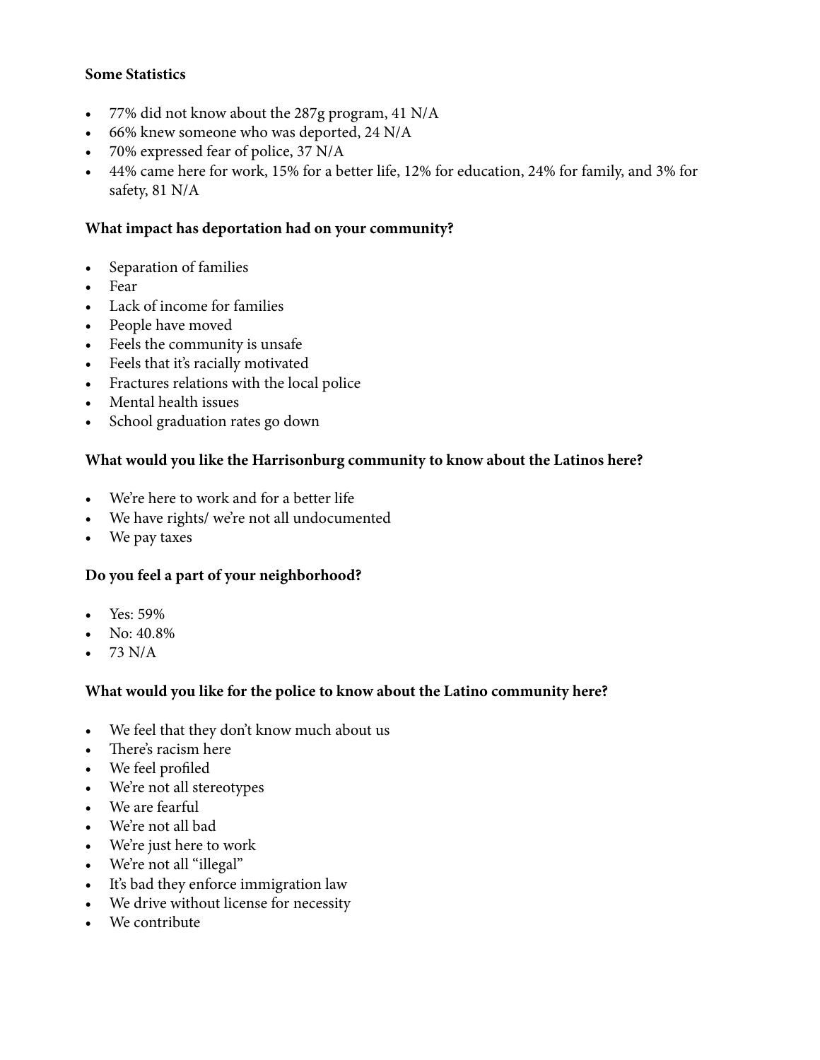**Some Statistics**

- 77% did not know about the 287g program, 41 N/A
- 66% knew someone who was deported, 24 N/A
- 70% expressed fear of police, 37 N/A
- 44% came here for work, 15% for a better life, 12% for education, 24% for family, and 3% for safety, 81 N/A

**What impact has deportation had on your community?**

- Separation of families
- Fear
- Lack of income for families
- People have moved
- Feels the community is unsafe
- Feels that it's racially motivated
- Fractures relations with the local police
- Mental health issues
- School graduation rates go down

**What would you like the Harrisonburg community to know about the Latinos here?**

- We're here to work and for a better life
- We have rights/ we're not all undocumented
- We pay taxes

**Do you feel a part of your neighborhood?**

- Yes: 59%
- No: 40.8%
- 73 N/A

**What would you like for the police to know about the Latino community here?**

- We feel that they don't know much about us
- There's racism here
- We feel profiled
- We're not all stereotypes
- We are fearful
- We're not all bad
- We're just here to work
- We're not all "illegal"
- It's bad they enforce immigration law
- We drive without license for necessity
- We contribute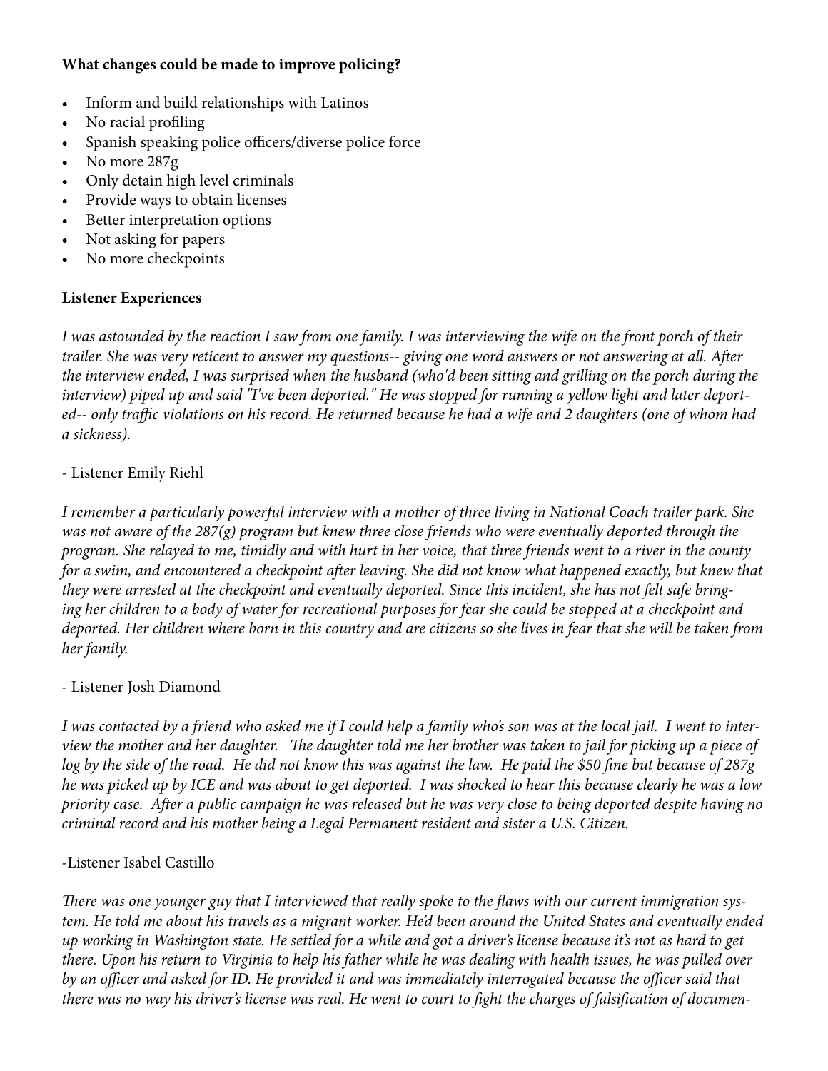**What changes could be made to improve policing?**

- Inform and build relationships with Latinos
- No racial profiling
- Spanish speaking police officers/diverse police force
- No more 287g
- Only detain high level criminals
- Provide ways to obtain licenses
- Better interpretation options
- Not asking for papers
- No more checkpoints

**Listener Experiences**

*I was astounded by the reaction I saw from one family. I was interviewing the wife on the front porch of their trailer. She was very reticent to answer my questions-- giving one word answers or not answering at all. After the interview ended, I was surprised when the husband (who'd been sitting and grilling on the porch during the interview) piped up and said "I've been deported." He was stopped for running a yellow light and later deported-- only traffic violations on his record. He returned because he had a wife and 2 daughters (one of whom had a sickness).*

- Listener Emily Riehl

*I remember a particularly powerful interview with a mother of three living in National Coach trailer park. She was not aware of the 287(g) program but knew three close friends who were eventually deported through the program. She relayed to me, timidly and with hurt in her voice, that three friends went to a river in the county for a swim, and encountered a checkpoint after leaving. She did not know what happened exactly, but knew that they were arrested at the checkpoint and eventually deported. Since this incident, she has not felt safe bringing her children to a body of water for recreational purposes for fear she could be stopped at a checkpoint and deported. Her children where born in this country and are citizens so she lives in fear that she will be taken from her family.*

- Listener Josh Diamond

*I was contacted by a friend who asked me if I could help a family who's son was at the local jail. I went to interview the mother and her daughter. The daughter told me her brother was taken to jail for picking up a piece of log by the side of the road. He did not know this was against the law. He paid the $50 fine but because of 287g he was picked up by ICE and was about to get deported. I was shocked to hear this because clearly he was a low priority case. After a public campaign he was released but he was very close to being deported despite having no criminal record and his mother being a Legal Permanent resident and sister a U.S. Citizen.*

-Listener Isabel Castillo

*There was one younger guy that I interviewed that really spoke to the flaws with our current immigration system. He told me about his travels as a migrant worker. He'd been around the United States and eventually ended up working in Washington state. He settled for a while and got a driver's license because it's not as hard to get there. Upon his return to Virginia to help his father while he was dealing with health issues, he was pulled over by an officer and asked for ID. He provided it and was immediately interrogated because the officer said that there was no way his driver's license was real. He went to court to fight the charges of falsification of documen-*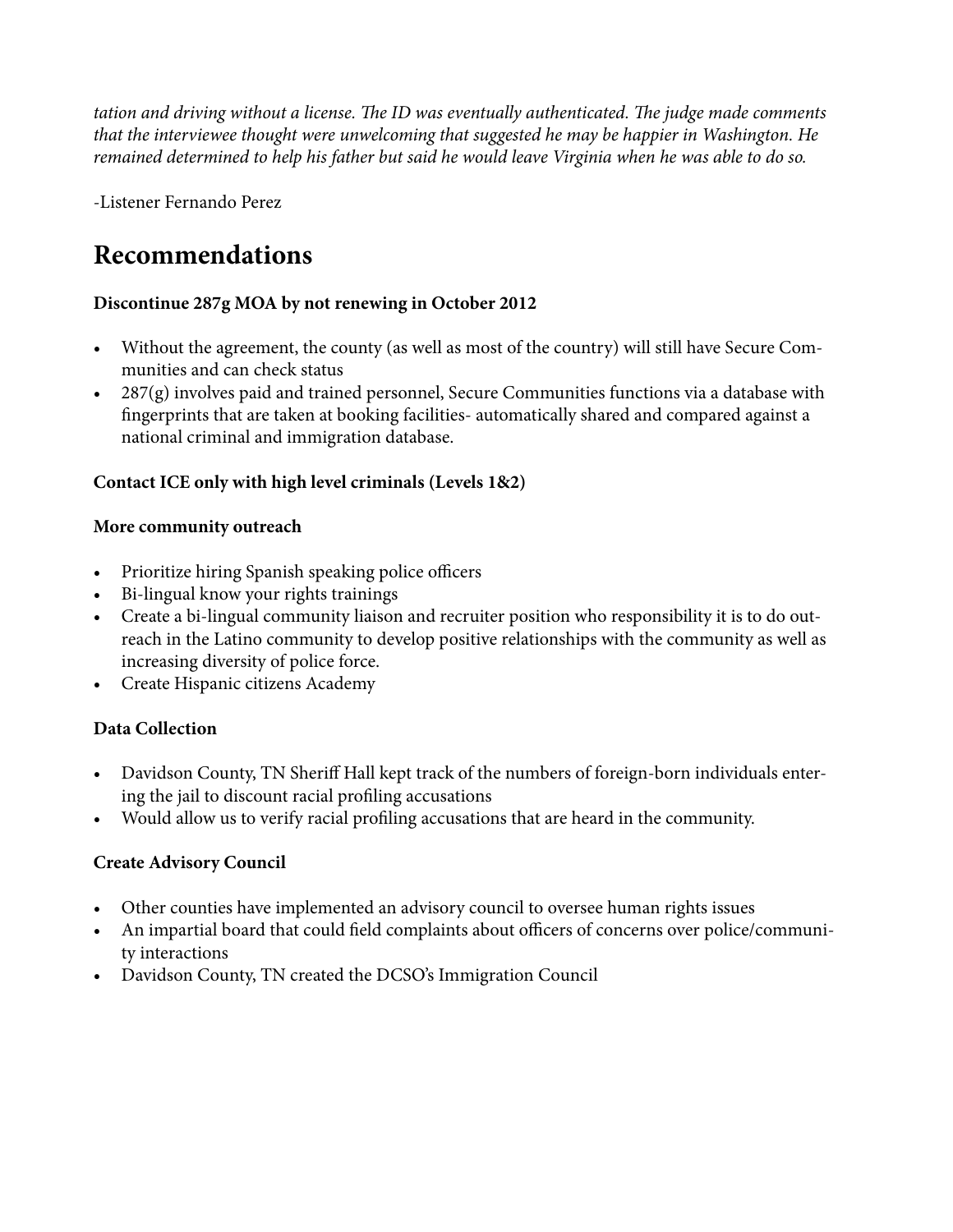*tation and driving without a license. The ID was eventually authenticated. The judge made comments that the interviewee thought were unwelcoming that suggested he may be happier in Washington. He remained determined to help his father but said he would leave Virginia when he was able to do so.*

-Listener Fernando Perez

## Recommendations

**Discontinue 287g MOA by not renewing in October 2012**

- Without the agreement, the county (as well as most of the country) will still have Secure Communities and can check status
- 287(g) involves paid and trained personnel, Secure Communities functions via a database with fingerprints that are taken at booking facilities- automatically shared and compared against a national criminal and immigration database.

**Contact ICE only with high level criminals (Levels 1&2)**

**More community outreach**

- Prioritize hiring Spanish speaking police officers
- Bi-lingual know your rights trainings
- Create a bi-lingual community liaison and recruiter position who responsibility it is to do outreach in the Latino community to develop positive relationships with the community as well as increasing diversity of police force.
- Create Hispanic citizens Academy

**Data Collection**

- Davidson County, TN Sheriff Hall kept track of the numbers of foreign-born individuals entering the jail to discount racial profiling accusations
- Would allow us to verify racial profiling accusations that are heard in the community.

**Create Advisory Council**

- Other counties have implemented an advisory council to oversee human rights issues
- An impartial board that could field complaints about officers of concerns over police/community interactions
- Davidson County, TN created the DCSO's Immigration Council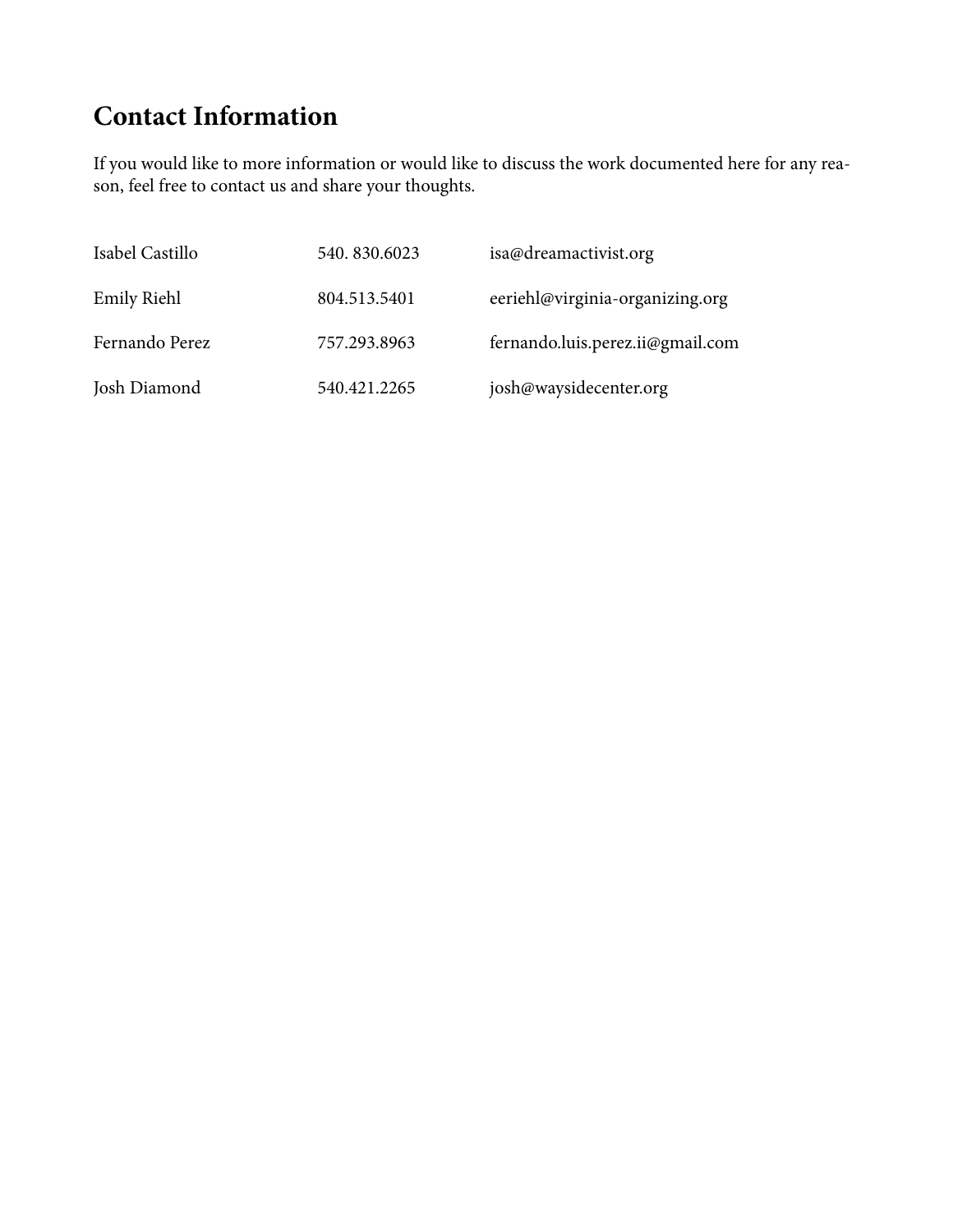## Contact Information

If you would like to more information or would like to discuss the work documented here for any reason, feel free to contact us and share your thoughts.

| | | |
|---|---|---|
| Isabel Castillo | 540. 830.6023 | isa@dreamactivist.org |
| Emily Riehl | 804.513.5401 | eeriehl@virginia-organizing.org |
| Fernando Perez | 757.293.8963 | fernando.luis.perez.ii@gmail.com |
| Josh Diamond | 540.421.2265 | josh@waysidecenter.org |